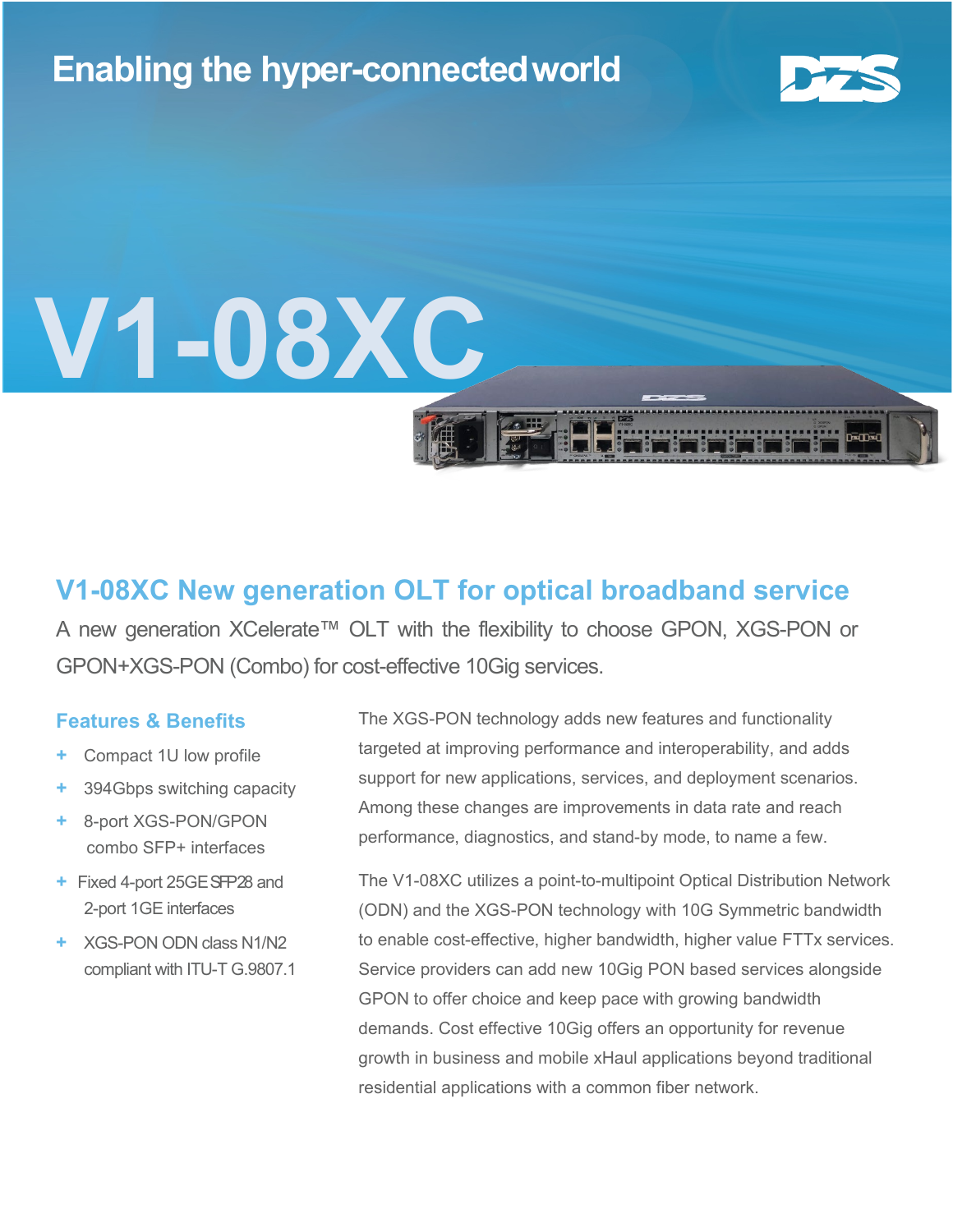Enabling the hyper-connected world

# V1-08XC

## V1-08XC New generation OLT for optical broadband service

A new generation XCelerate™ OLT with the flexibility to choose GPON, XGS-PON or GPON+XGS-PON (Combo) for cost-effective 10Gig services.

### Features & Benefits

- Compact 1U low profile
- 394Gbps switching capacity
- 8-port XGS-PON/GPON combo SFP+ interfaces
- Fixed 4-port 25GE SFP28 and 2-port 1GE interfaces
- XGS-PON ODN class N1/N2 compliant with ITU-T G.9807.1

The XGS-PON technology adds new features and functionality targeted at improving performance and interoperability, and adds support for new applications, services, and deployment scenarios. Among these changes are improvements in data rate and reach performance, diagnostics, and stand-by mode, to name a few.

The V1-08XC utilizes a point-to-multipoint Optical Distribution Network (ODN) and the XGS-PON technology with 10G Symmetric bandwidth to enable cost-effective, higher bandwidth, higher value FTTx services. Service providers can add new 10Gig PON based services alongside GPON to offer choice and keep pace with growing bandwidth demands. Cost effective 10Gig offers an opportunity for revenue growth in business and mobile xHaul applications beyond traditional residential applications with a common fiber network.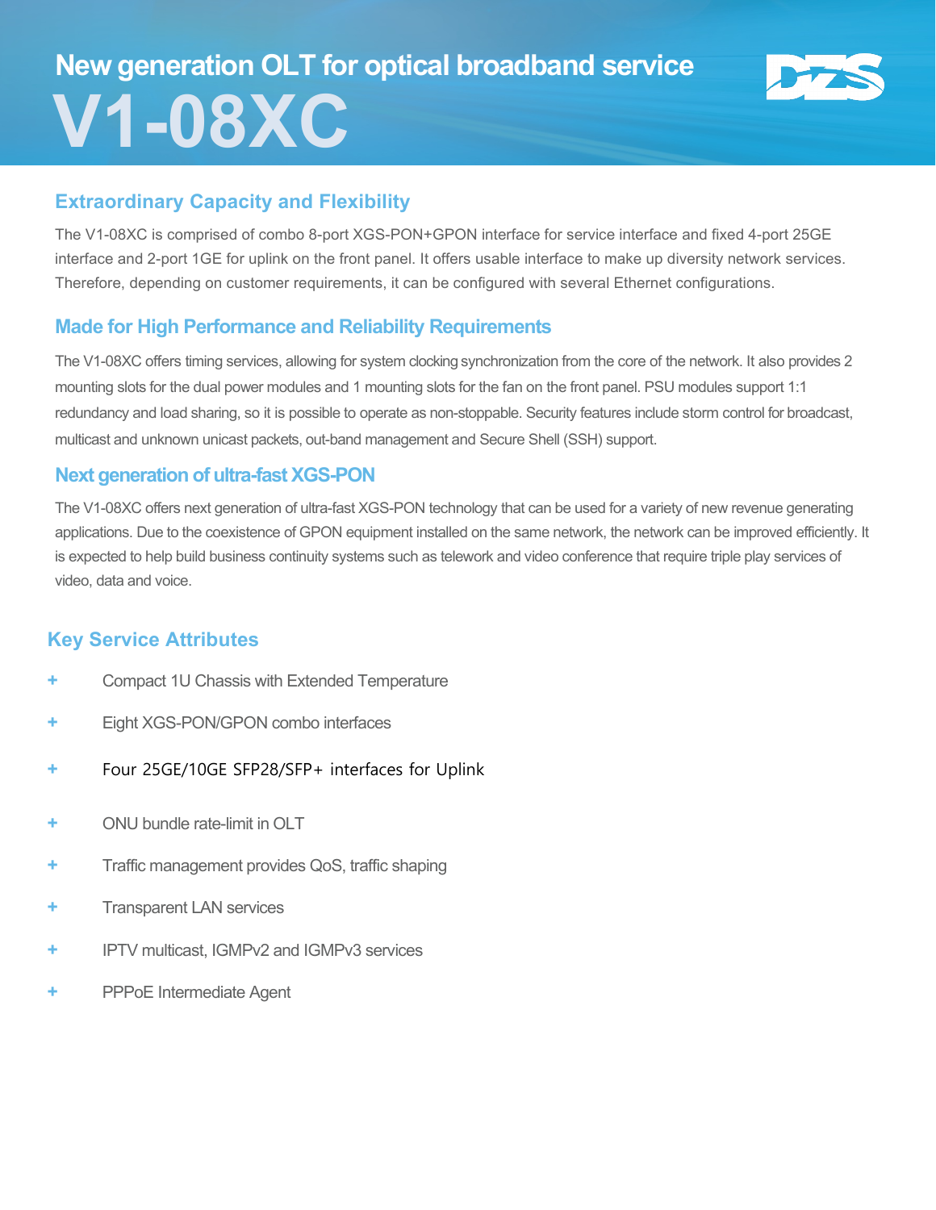# New generation OLT for optical broadband service

# V1-08XC

## Extraordinary Capacity and Flexibility

The V1-08XC is comprised of combo 8-port XGS-PON+GPON interface for service interface and fixed 4-port 25GE interface and 2-port 1GE for uplink on the front panel. It offers usable interface to make up diversity network services. Therefore, depending on customer requirements, it can be configured with several Ethernet configurations.

## Made for High Performance and Reliability Requirements

The V1-08XC offers timing services, allowing for system clocking synchronization from the core of the network. It also provides 2 mounting slots for the dual power modules and 1 mounting slots for the fan on the front panel. PSU modules support 1:1 redundancy and load sharing, so it is possible to operate as non-stoppable. Security features include storm control for broadcast, multicast and unknown unicast packets, out-band management and Secure Shell (SSH) support.

## Next generation of ultra-fast XGS-PON

The V1-08XC offers next generation of ultra-fast XGS-PON technology that can be used for a variety of new revenue generating applications. Due to the coexistence of GPON equipment installed on the same network, the network can be improved efficiently. It is expected to help build business continuity systems such as telework and video conference that require triple play services of video, data and voice.

## Key Service Attributes

- Compact 1U Chassis with Extended Temperature
- Eight XGS-PON/GPON combo interfaces
- Four 25GE/10GE SFP28/SFP+ interfaces for Uplink
- ONU bundle rate-limit in OLT
- Traffic management provides QoS, traffic shaping
- Transparent LAN services
- IPTV multicast, IGMPv2 and IGMPv3 services
- PPPoE Intermediate Agent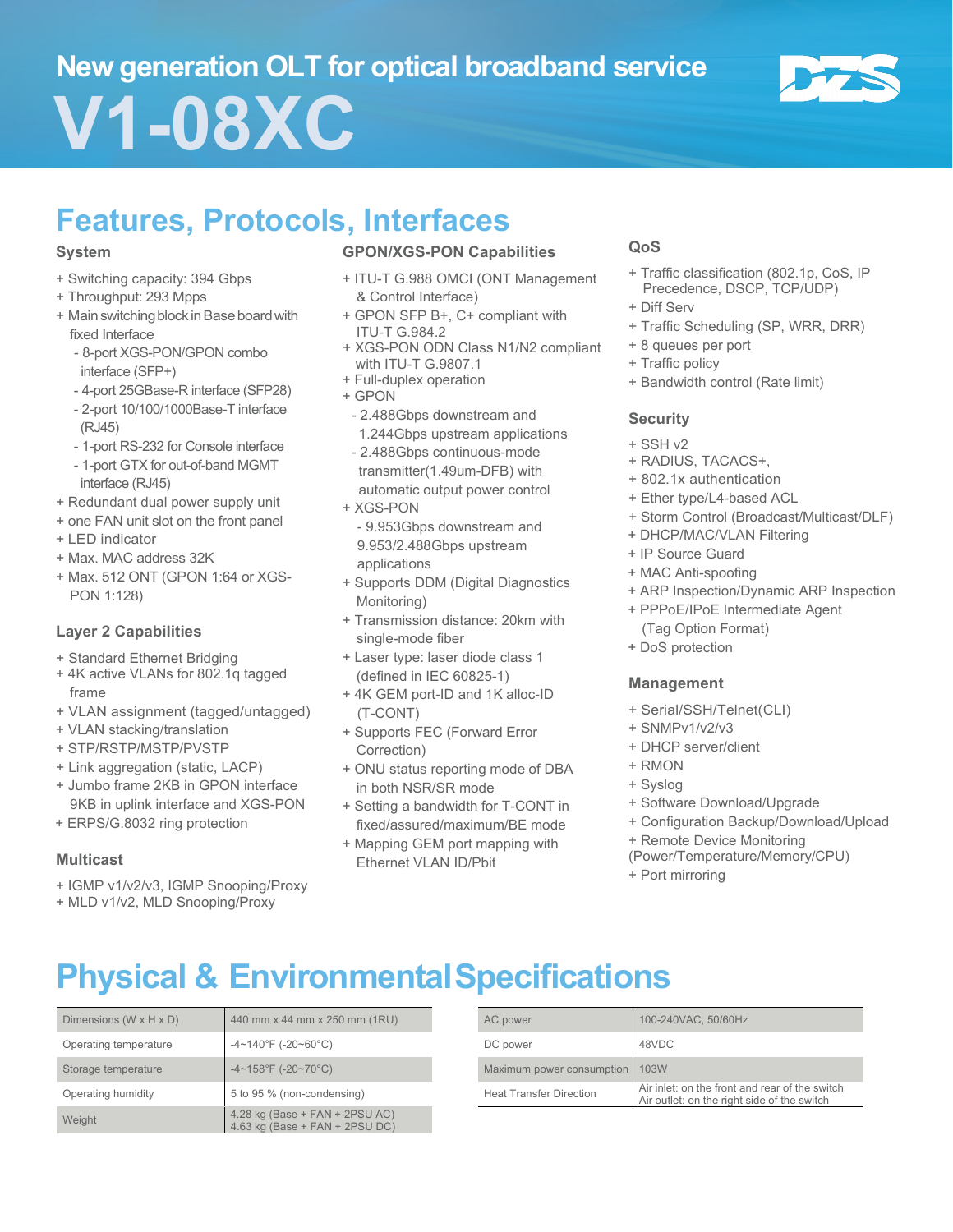# New generation OLT for optical broadband service

# V1-08XC

## Features, Protocols, Interfaces

### System

- + Switching capacity: 394 Gbps
- + Throughput: 293 Mpps
- + Main switching block in Base board with fixed Interface
  - 8-port XGS-PON/GPON combo interface (SFP+)
  - 4-port 25GBase-R interface (SFP28)
  - 2-port 10/100/1000Base-T interface (RJ45)
  - 1-port RS-232 for Console interface
  - 1-port GTX for out-of-band MGMT interface (RJ45)
- + Redundant dual power supply unit
- + one FAN unit slot on the front panel
- + LED indicator
- + Max. MAC address 32K
- + Max. 512 ONT (GPON 1:64 or XGS-PON 1:128)

### Layer 2 Capabilities

- + Standard Ethernet Bridging
- + 4K active VLANs for 802.1q tagged frame
- + VLAN assignment (tagged/untagged)
- + VLAN stacking/translation
- + STP/RSTP/MSTP/PVSTP
- + Link aggregation (static, LACP)
- + Jumbo frame 2KB in GPON interface 9KB in uplink interface and XGS-PON
- + ERPS/G.8032 ring protection

### Multicast

- + IGMP v1/v2/v3, IGMP Snooping/Proxy
- + MLD v1/v2, MLD Snooping/Proxy

### GPON/XGS-PON Capabilities

- + ITU-T G.988 OMCI (ONT Management & Control Interface)
- + GPON SFP B+, C+ compliant with ITU-T G.984.2
- + XGS-PON ODN Class N1/N2 compliant with ITU-T G.9807.1
- + Full-duplex operation
- + GPON
  - 2.488Gbps downstream and 1.244Gbps upstream applications
  - 2.488Gbps continuous-mode transmitter(1.49um-DFB) with automatic output power control
- + XGS-PON
  - 9.953Gbps downstream and 9.953/2.488Gbps upstream applications
- + Supports DDM (Digital Diagnostics Monitoring)
- + Transmission distance: 20km with single-mode fiber
- + Laser type: laser diode class 1 (defined in IEC 60825-1)
- + 4K GEM port-ID and 1K alloc-ID (T-CONT)
- + Supports FEC (Forward Error Correction)
- + ONU status reporting mode of DBA in both NSR/SR mode
- + Setting a bandwidth for T-CONT in fixed/assured/maximum/BE mode
- + Mapping GEM port mapping with Ethernet VLAN ID/Pbit

### QoS

- + Traffic classification (802.1p, CoS, IP Precedence, DSCP, TCP/UDP)
- + Diff Serv
- + Traffic Scheduling (SP, WRR, DRR)
- + 8 queues per port
- + Traffic policy
- + Bandwidth control (Rate limit)

### Security

- + SSH v2
- + RADIUS, TACACS+,
- + 802.1x authentication
- + Ether type/L4-based ACL
- + Storm Control (Broadcast/Multicast/DLF)
- + DHCP/MAC/VLAN Filtering
- + IP Source Guard
- + MAC Anti-spoofing
- + ARP Inspection/Dynamic ARP Inspection
- + PPPoE/IPoE Intermediate Agent (Tag Option Format)
- + DoS protection

### Management

- + Serial/SSH/Telnet(CLI)
- + SNMPv1/v2/v3
- + DHCP server/client
- + RMON
- + Syslog
- + Software Download/Upgrade
- + Configuration Backup/Download/Upload
- + Remote Device Monitoring (Power/Temperature/Memory/CPU)
- + Port mirroring

## Physical & Environmental Specifications

| | |
|---|---|
| Dimensions (W x H x D) | 440 mm x 44 mm x 250 mm (1RU) |
| Operating temperature | -4~140°F (-20~60°C) |
| Storage temperature | -4~158°F (-20~70°C) |
| Operating humidity | 5 to 95 % (non-condensing) |
| Weight | 4.28 kg (Base + FAN + 2PSU AC)<br>4.63 kg (Base + FAN + 2PSU DC) |

| | |
|---|---|
| AC power | 100-240VAC, 50/60Hz |
| DC power | 48VDC |
| Maximum power consumption | 103W |
| Heat Transfer Direction | Air inlet: on the front and rear of the switch<br>Air outlet: on the right side of the switch |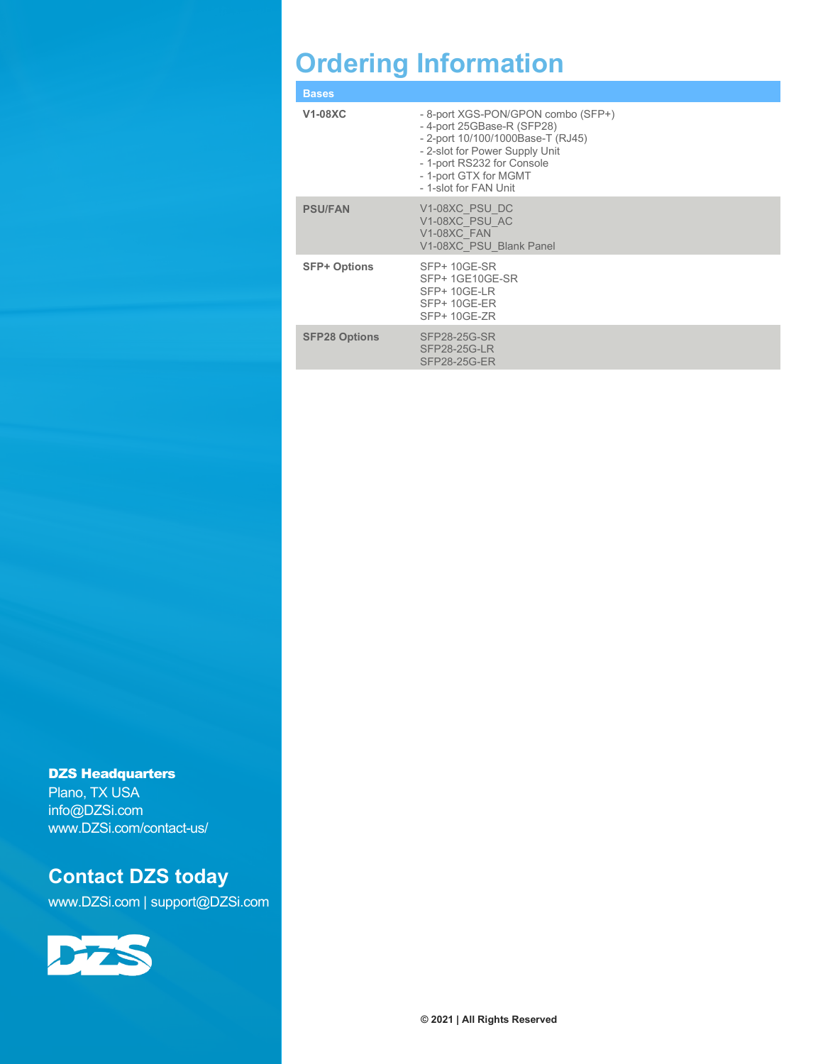## Ordering Information

| Bases | |
|---|---|
| **V1-08XC** | - 8-port XGS-PON/GPON combo (SFP+)<br>- 4-port 25GBase-R (SFP28)<br>- 2-port 10/100/1000Base-T (RJ45)<br>- 2-slot for Power Supply Unit<br>- 1-port RS232 for Console<br>- 1-port GTX for MGMT<br>- 1-slot for FAN Unit |
| **PSU/FAN** | V1-08XC_PSU_DC<br>V1-08XC_PSU_AC<br>V1-08XC_FAN<br>V1-08XC_PSU_Blank Panel |
| **SFP+ Options** | SFP+ 10GE-SR<br>SFP+ 1GE10GE-SR<br>SFP+ 10GE-LR<br>SFP+ 10GE-ER<br>SFP+ 10GE-ZR |
| **SFP28 Options** | SFP28-25G-SR<br>SFP28-25G-LR<br>SFP28-25G-ER |

**DZS Headquarters**
Plano, TX USA
info@DZSi.com
www.DZSi.com/contact-us/

**Contact DZS today**
www.DZSi.com | support@DZSi.com

DZS

**© 2021 | All Rights Reserved**